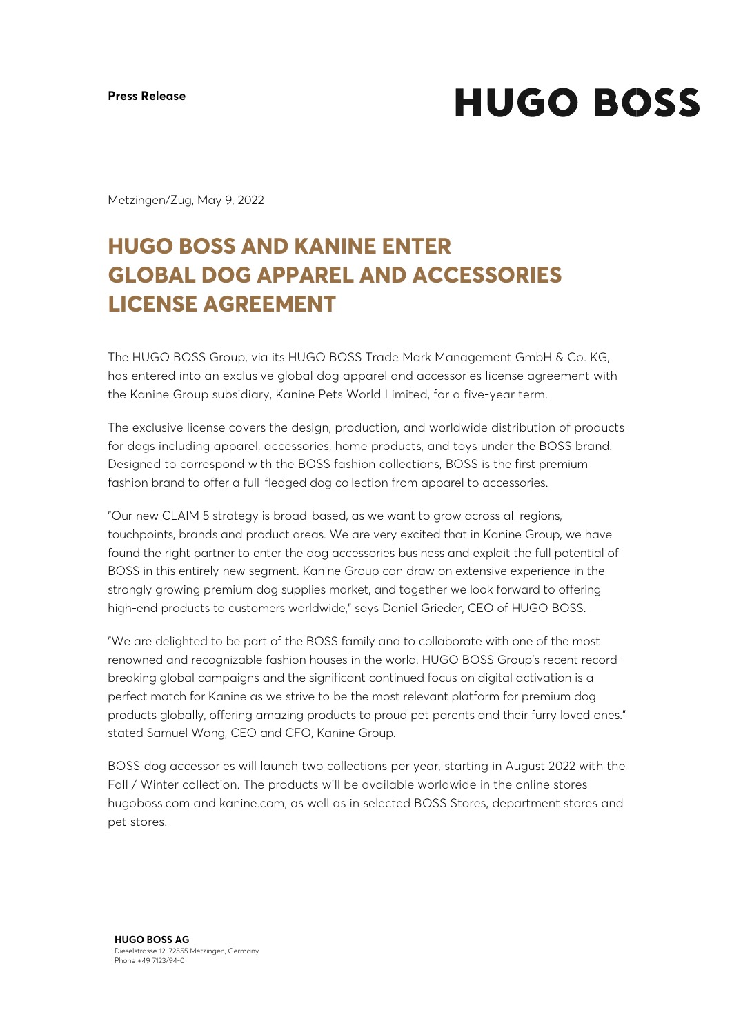**Press Release**

# HUGO BOSS

Metzingen/Zug, May 9, 2022

## HUGO BOSS AND KANINE ENTER GLOBAL DOG APPAREL AND ACCESSORIES LICENSE AGREEMENT

The HUGO BOSS Group, via its HUGO BOSS Trade Mark Management GmbH & Co. KG, has entered into an exclusive global dog apparel and accessories license agreement with the Kanine Group subsidiary, Kanine Pets World Limited, for a five-year term.

The exclusive license covers the design, production, and worldwide distribution of products for dogs including apparel, accessories, home products, and toys under the BOSS brand. Designed to correspond with the BOSS fashion collections, BOSS is the first premium fashion brand to offer a full-fledged dog collection from apparel to accessories.

"Our new CLAIM 5 strategy is broad-based, as we want to grow across all regions, touchpoints, brands and product areas. We are very excited that in Kanine Group, we have found the right partner to enter the dog accessories business and exploit the full potential of BOSS in this entirely new segment. Kanine Group can draw on extensive experience in the strongly growing premium dog supplies market, and together we look forward to offering high-end products to customers worldwide," says Daniel Grieder, CEO of HUGO BOSS.

"We are delighted to be part of the BOSS family and to collaborate with one of the most renowned and recognizable fashion houses in the world. HUGO BOSS Group's recent record-breaking global campaigns and the significant continued focus on digital activation is a perfect match for Kanine as we strive to be the most relevant platform for premium dog products globally, offering amazing products to proud pet parents and their furry loved ones." stated Samuel Wong, CEO and CFO, Kanine Group.

BOSS dog accessories will launch two collections per year, starting in August 2022 with the Fall / Winter collection. The products will be available worldwide in the online stores hugoboss.com and kanine.com, as well as in selected BOSS Stores, department stores and pet stores.

**HUGO BOSS AG**
Dieselstrasse 12, 72555 Metzingen, Germany
Phone +49 7123/94-0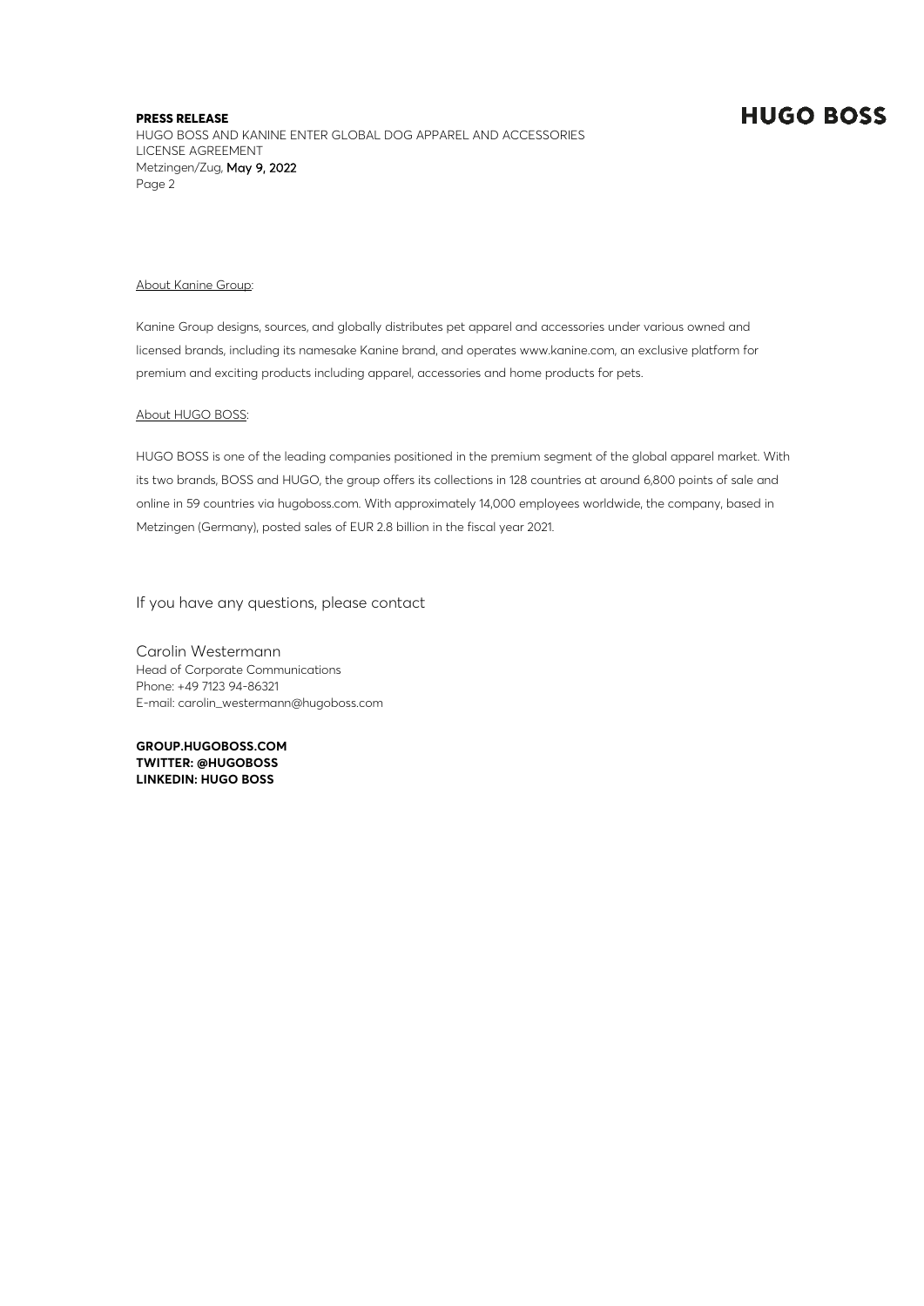About Kanine Group:

Kanine Group designs, sources, and globally distributes pet apparel and accessories under various owned and licensed brands, including its namesake Kanine brand, and operates www.kanine.com, an exclusive platform for premium and exciting products including apparel, accessories and home products for pets.

About HUGO BOSS:

HUGO BOSS is one of the leading companies positioned in the premium segment of the global apparel market. With its two brands, BOSS and HUGO, the group offers its collections in 128 countries at around 6,800 points of sale and online in 59 countries via hugoboss.com. With approximately 14,000 employees worldwide, the company, based in Metzingen (Germany), posted sales of EUR 2.8 billion in the fiscal year 2021.

If you have any questions, please contact

Carolin Westermann
Head of Corporate Communications
Phone: +49 7123 94-86321
E-mail: carolin_westermann@hugoboss.com

**GROUP.HUGOBOSS.COM**
**TWITTER: @HUGOBOSS**
**LINKEDIN: HUGO BOSS**